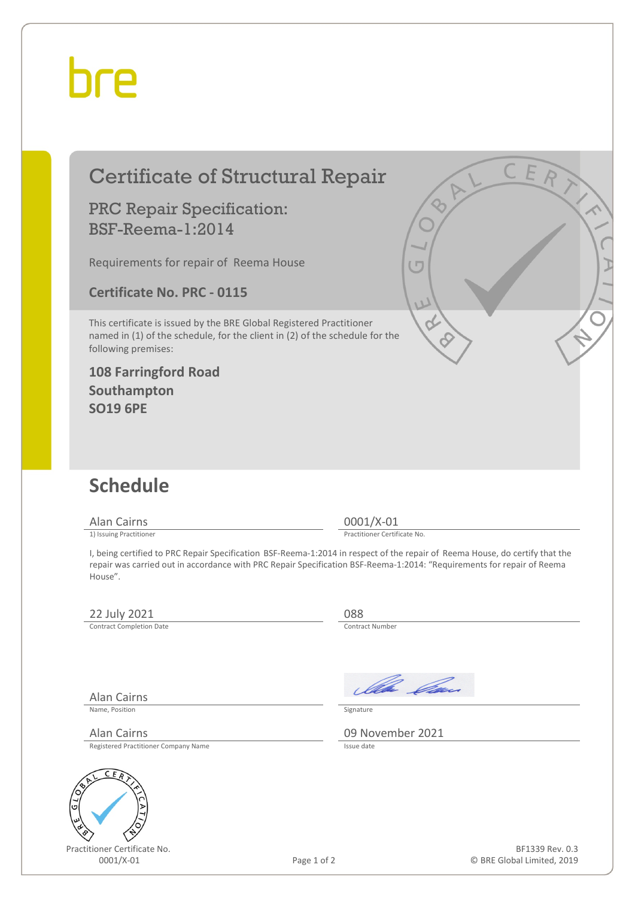bre

# Certificate of Structural Repair

## PRC Repair Specification: BSF-Reema-1:2014

Requirements for repair of Reema House

**Certificate No. PRC - 0115**

This certificate is issued by the BRE Global Registered Practitioner named in (1) of the schedule, for the client in (2) of the schedule for the following premises:

**108 Farringford Road**
**Southampton**
**SO19 6PE**

## Schedule

| | |
|---|---|
| Alan Cairns | 0001/X-01 |
| 1) Issuing Practitioner | Practitioner Certificate No. |

I, being certified to PRC Repair Specification BSF-Reema-1:2014 in respect of the repair of Reema House, do certify that the repair was carried out in accordance with PRC Repair Specification BSF-Reema-1:2014: "Requirements for repair of Reema House".

| | |
|---|---|
| 22 July 2021 | 088 |
| Contract Completion Date | Contract Number |
| Alan Cairns | [Signature] |
| Name, Position | Signature |
| Alan Cairns | 09 November 2021 |
| Registered Practitioner Company Name | Issue date |

Practitioner Certificate No.
0001/X-01

BF1339 Rev. 0.3
© BRE Global Limited, 2019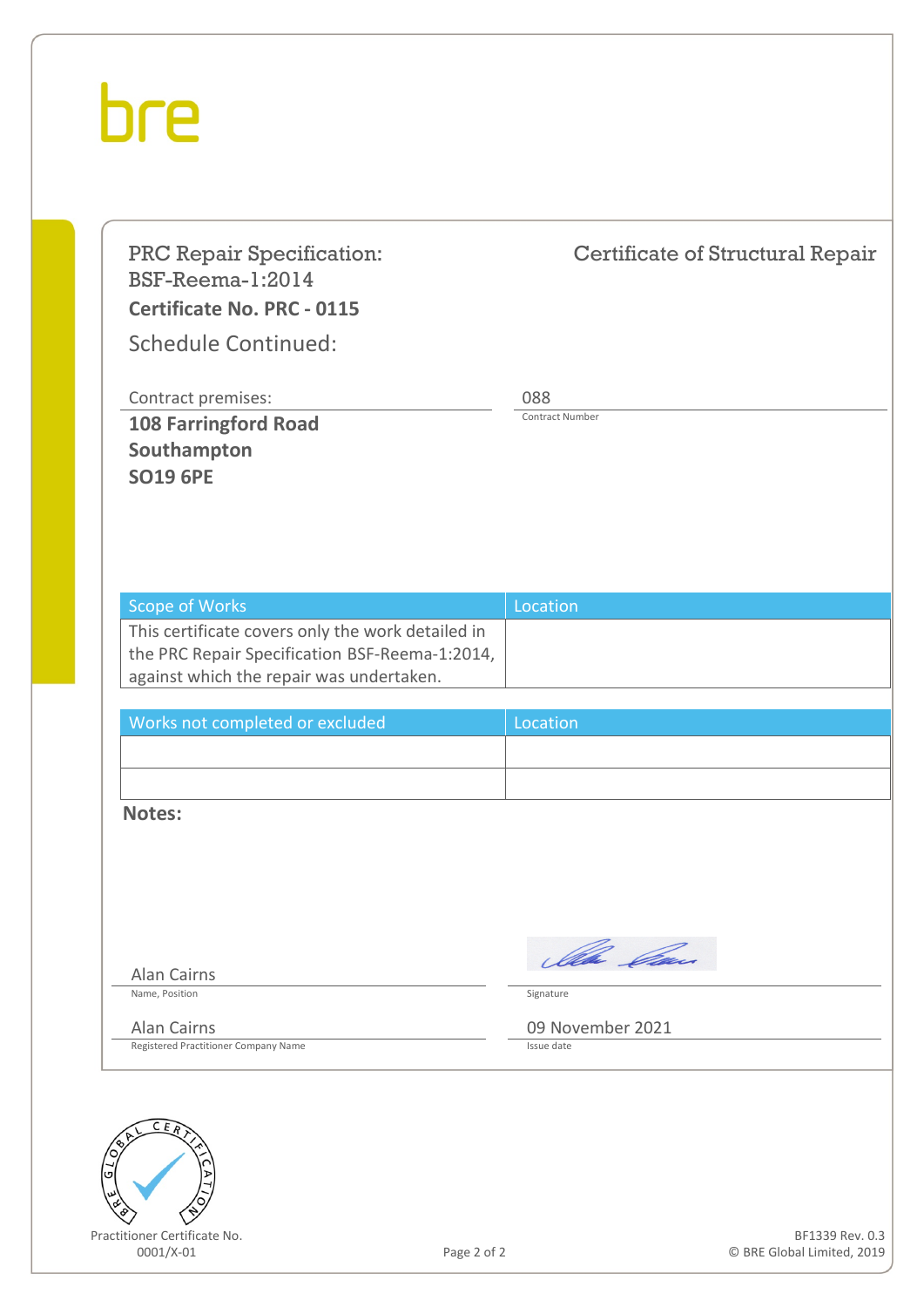bre

PRC Repair Specification:
BSF-Reema-1:2014

**Certificate No. PRC - 0115**

Certificate of Structural Repair

## Schedule Continued:

Contract premises:

**108 Farringford Road**
**Southampton**
**SO19 6PE**

088
Contract Number

| Scope of Works | Location |
|---|---|
| This certificate covers only the work detailed in the PRC Repair Specification BSF-Reema-1:2014, against which the repair was undertaken. | |

| Works not completed or excluded | Location |
|---|---|
| | |
| | |

**Notes:**

Alan Cairns
Name, Position

Signature

Alan Cairns
Registered Practitioner Company Name

09 November 2021
Issue date

BRE GLOBAL CERTIFICATION

Practitioner Certificate No.
0001/X-01

BF1339 Rev. 0.3
© BRE Global Limited, 2019